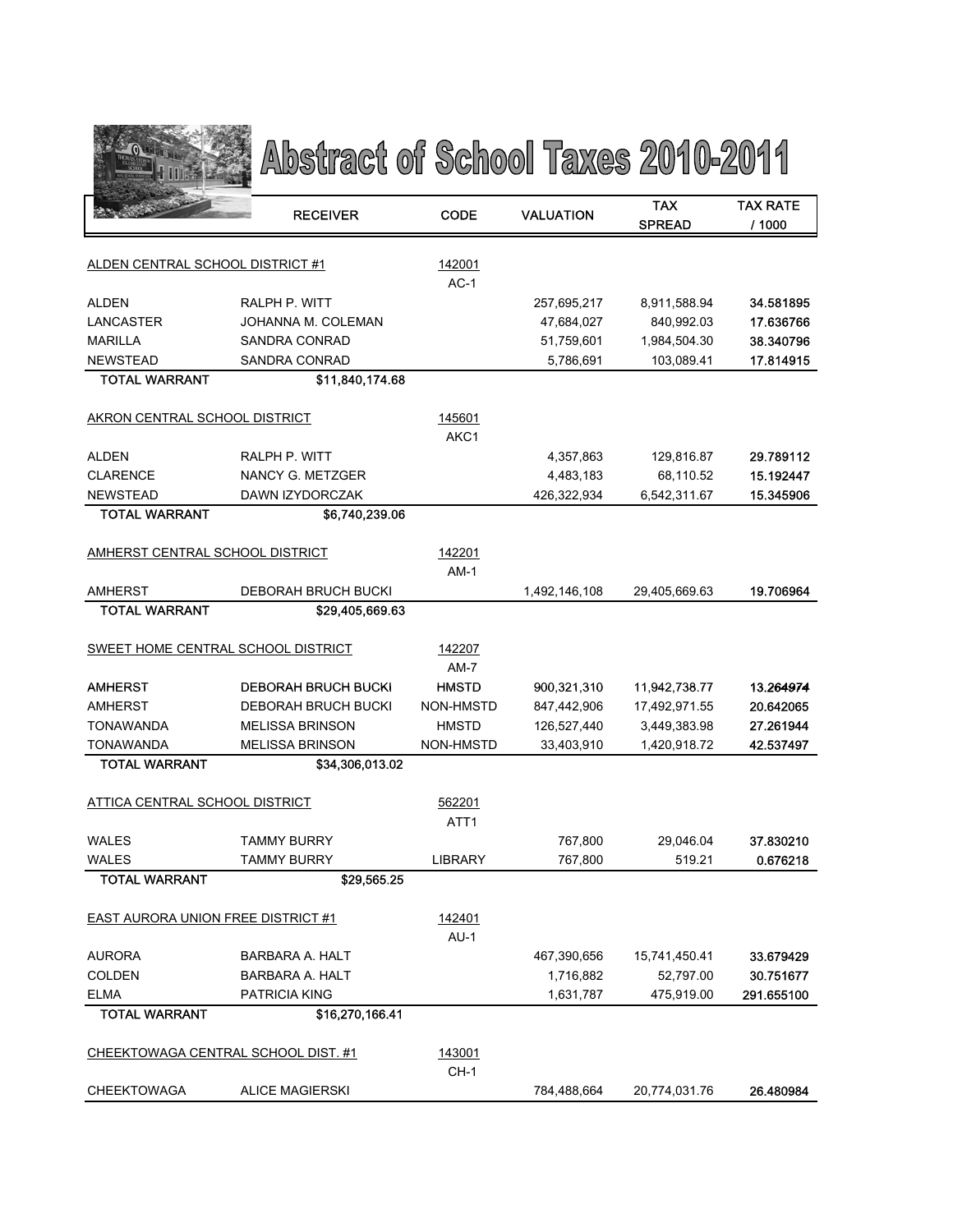# Abstract of School Taxes 2010-2011

| | RECEIVER | CODE | VALUATION | TAX SPREAD | TAX RATE / 1000 |
|---|---|---|---|---|---|
| ALDEN CENTRAL SCHOOL DISTRICT #1 | | 142001 | | | |
| | | AC-1 | | | |
| ALDEN | RALPH P. WITT | | 257,695,217 | 8,911,588.94 | 34.581895 |
| LANCASTER | JOHANNA M. COLEMAN | | 47,684,027 | 840,992.03 | 17.636766 |
| MARILLA | SANDRA CONRAD | | 51,759,601 | 1,984,504.30 | 38.340796 |
| NEWSTEAD | SANDRA CONRAD | | 5,786,691 | 103,089.41 | 17.814915 |
| TOTAL WARRANT | $11,840,174.68 | | | | |
| AKRON CENTRAL SCHOOL DISTRICT | | 145601 | | | |
| | | AKC1 | | | |
| ALDEN | RALPH P. WITT | | 4,357,863 | 129,816.87 | 29.789112 |
| CLARENCE | NANCY G. METZGER | | 4,483,183 | 68,110.52 | 15.192447 |
| NEWSTEAD | DAWN IZYDORCZAK | | 426,322,934 | 6,542,311.67 | 15.345906 |
| TOTAL WARRANT | $6,740,239.06 | | | | |
| AMHERST CENTRAL SCHOOL DISTRICT | | 142201 | | | |
| | | AM-1 | | | |
| AMHERST | DEBORAH BRUCH BUCKI | | 1,492,146,108 | 29,405,669.63 | 19.706964 |
| TOTAL WARRANT | $29,405,669.63 | | | | |
| SWEET HOME CENTRAL SCHOOL DISTRICT | | 142207 | | | |
| | | AM-7 | | | |
| AMHERST | DEBORAH BRUCH BUCKI | HMSTD | 900,321,310 | 11,942,738.77 | 13.264974 |
| AMHERST | DEBORAH BRUCH BUCKI | NON-HMSTD | 847,442,906 | 17,492,971.55 | 20.642065 |
| TONAWANDA | MELISSA BRINSON | HMSTD | 126,527,440 | 3,449,383.98 | 27.261944 |
| TONAWANDA | MELISSA BRINSON | NON-HMSTD | 33,403,910 | 1,420,918.72 | 42.537497 |
| TOTAL WARRANT | $34,306,013.02 | | | | |
| ATTICA CENTRAL SCHOOL DISTRICT | | 562201 | | | |
| | | ATT1 | | | |
| WALES | TAMMY BURRY | | 767,800 | 29,046.04 | 37.830210 |
| WALES | TAMMY BURRY | LIBRARY | 767,800 | 519.21 | 0.676218 |
| TOTAL WARRANT | $29,565.25 | | | | |
| EAST AURORA UNION FREE DISTRICT #1 | | 142401 | | | |
| | | AU-1 | | | |
| AURORA | BARBARA A. HALT | | 467,390,656 | 15,741,450.41 | 33.679429 |
| COLDEN | BARBARA A. HALT | | 1,716,882 | 52,797.00 | 30.751677 |
| ELMA | PATRICIA KING | | 1,631,787 | 475,919.00 | 291.655100 |
| TOTAL WARRANT | $16,270,166.41 | | | | |
| CHEEKTOWAGA CENTRAL SCHOOL DIST. #1 | | 143001 | | | |
| | | CH-1 | | | |
| CHEEKTOWAGA | ALICE MAGIERSKI | | 784,488,664 | 20,774,031.76 | 26.480984 |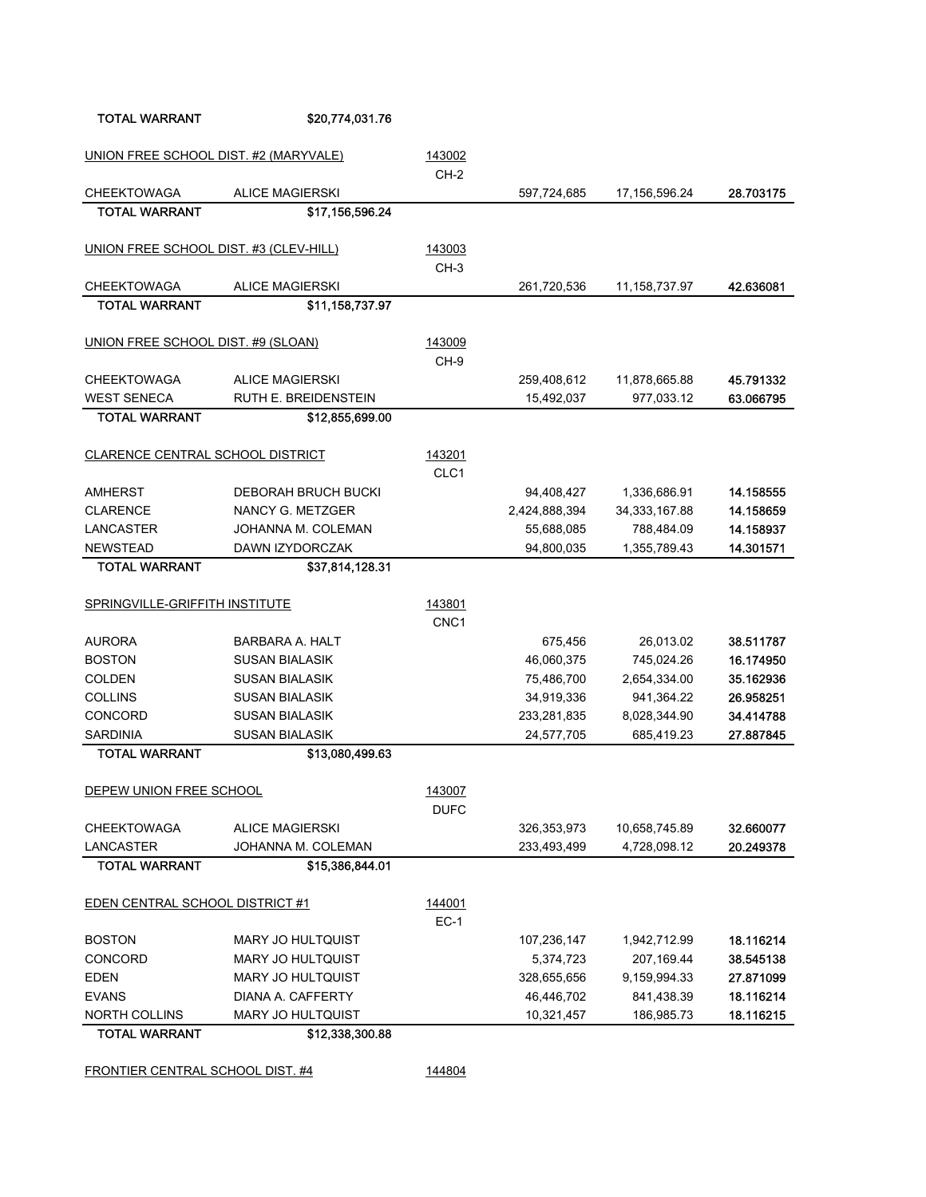| | | | | | |
|---|---|---|---|---|---|
| **TOTAL WARRANT** | **$20,774,031.76** | | | | |
| UNION FREE SCHOOL DIST. #2 (MARYVALE) | | 143002<br>CH-2 | | | |
| CHEEKTOWAGA | ALICE MAGIERSKI | | 597,724,685 | 17,156,596.24 | 28.703175 |
| **TOTAL WARRANT** | **$17,156,596.24** | | | | |
| UNION FREE SCHOOL DIST. #3 (CLEV-HILL) | | 143003<br>CH-3 | | | |
| CHEEKTOWAGA | ALICE MAGIERSKI | | 261,720,536 | 11,158,737.97 | 42.636081 |
| **TOTAL WARRANT** | **$11,158,737.97** | | | | |
| UNION FREE SCHOOL DIST. #9 (SLOAN) | | 143009<br>CH-9 | | | |
| CHEEKTOWAGA | ALICE MAGIERSKI | | 259,408,612 | 11,878,665.88 | 45.791332 |
| WEST SENECA | RUTH E. BREIDENSTEIN | | 15,492,037 | 977,033.12 | 63.066795 |
| **TOTAL WARRANT** | **$12,855,699.00** | | | | |
| CLARENCE CENTRAL SCHOOL DISTRICT | | 143201<br>CLC1 | | | |
| AMHERST | DEBORAH BRUCH BUCKI | | 94,408,427 | 1,336,686.91 | 14.158555 |
| CLARENCE | NANCY G. METZGER | | 2,424,888,394 | 34,333,167.88 | 14.158659 |
| LANCASTER | JOHANNA M. COLEMAN | | 55,688,085 | 788,484.09 | 14.158937 |
| NEWSTEAD | DAWN IZYDORCZAK | | 94,800,035 | 1,355,789.43 | 14.301571 |
| **TOTAL WARRANT** | **$37,814,128.31** | | | | |
| SPRINGVILLE-GRIFFITH INSTITUTE | | 143801<br>CNC1 | | | |
| AURORA | BARBARA A. HALT | | 675,456 | 26,013.02 | 38.511787 |
| BOSTON | SUSAN BIALASIK | | 46,060,375 | 745,024.26 | 16.174950 |
| COLDEN | SUSAN BIALASIK | | 75,486,700 | 2,654,334.00 | 35.162936 |
| COLLINS | SUSAN BIALASIK | | 34,919,336 | 941,364.22 | 26.958251 |
| CONCORD | SUSAN BIALASIK | | 233,281,835 | 8,028,344.90 | 34.414788 |
| SARDINIA | SUSAN BIALASIK | | 24,577,705 | 685,419.23 | 27.887845 |
| **TOTAL WARRANT** | **$13,080,499.63** | | | | |
| DEPEW UNION FREE SCHOOL | | 143007<br>DUFC | | | |
| CHEEKTOWAGA | ALICE MAGIERSKI | | 326,353,973 | 10,658,745.89 | 32.660077 |
| LANCASTER | JOHANNA M. COLEMAN | | 233,493,499 | 4,728,098.12 | 20.249378 |
| **TOTAL WARRANT** | **$15,386,844.01** | | | | |
| EDEN CENTRAL SCHOOL DISTRICT #1 | | 144001<br>EC-1 | | | |
| BOSTON | MARY JO HULTQUIST | | 107,236,147 | 1,942,712.99 | 18.116214 |
| CONCORD | MARY JO HULTQUIST | | 5,374,723 | 207,169.44 | 38.545138 |
| EDEN | MARY JO HULTQUIST | | 328,655,656 | 9,159,994.33 | 27.871099 |
| EVANS | DIANA A. CAFFERTY | | 46,446,702 | 841,438.39 | 18.116214 |
| NORTH COLLINS | MARY JO HULTQUIST | | 10,321,457 | 186,985.73 | 18.116215 |
| **TOTAL WARRANT** | **$12,338,300.88** | | | | |
| FRONTIER CENTRAL SCHOOL DIST. #4 | | 144804 | | | |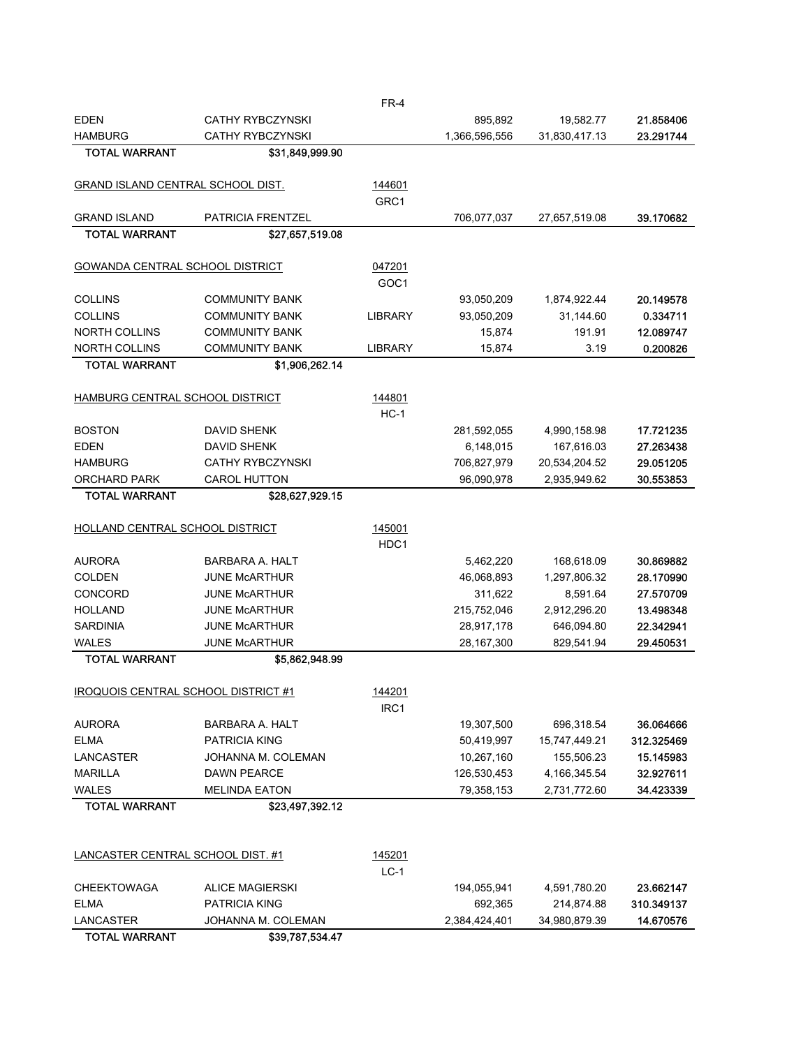| | | FR-4 | | | |
|---|---|---|---|---|---|
| EDEN | CATHY RYBCZYNSKI | | 895,892 | 19,582.77 | 21.858406 |
| HAMBURG | CATHY RYBCZYNSKI | | 1,366,596,556 | 31,830,417.13 | 23.291744 |
| TOTAL WARRANT | $31,849,999.90 | | | | |

| GRAND ISLAND CENTRAL SCHOOL DIST. | | 144601 | | | |
|---|---|---|---|---|---|
| | | GRC1 | | | |
| GRAND ISLAND | PATRICIA FRENTZEL | | 706,077,037 | 27,657,519.08 | 39.170682 |
| TOTAL WARRANT | $27,657,519.08 | | | | |

| GOWANDA CENTRAL SCHOOL DISTRICT | | 047201 | | | |
|---|---|---|---|---|---|
| | | GOC1 | | | |
| COLLINS | COMMUNITY BANK | | 93,050,209 | 1,874,922.44 | 20.149578 |
| COLLINS | COMMUNITY BANK | LIBRARY | 93,050,209 | 31,144.60 | 0.334711 |
| NORTH COLLINS | COMMUNITY BANK | | 15,874 | 191.91 | 12.089747 |
| NORTH COLLINS | COMMUNITY BANK | LIBRARY | 15,874 | 3.19 | 0.200826 |
| TOTAL WARRANT | $1,906,262.14 | | | | |

| HAMBURG CENTRAL SCHOOL DISTRICT | | 144801 | | | |
|---|---|---|---|---|---|
| | | HC-1 | | | |
| BOSTON | DAVID SHENK | | 281,592,055 | 4,990,158.98 | 17.721235 |
| EDEN | DAVID SHENK | | 6,148,015 | 167,616.03 | 27.263438 |
| HAMBURG | CATHY RYBCZYNSKI | | 706,827,979 | 20,534,204.52 | 29.051205 |
| ORCHARD PARK | CAROL HUTTON | | 96,090,978 | 2,935,949.62 | 30.553853 |
| TOTAL WARRANT | $28,627,929.15 | | | | |

| HOLLAND CENTRAL SCHOOL DISTRICT | | 145001 | | | |
|---|---|---|---|---|---|
| | | HDC1 | | | |
| AURORA | BARBARA A. HALT | | 5,462,220 | 168,618.09 | 30.869882 |
| COLDEN | JUNE McARTHUR | | 46,068,893 | 1,297,806.32 | 28.170990 |
| CONCORD | JUNE McARTHUR | | 311,622 | 8,591.64 | 27.570709 |
| HOLLAND | JUNE McARTHUR | | 215,752,046 | 2,912,296.20 | 13.498348 |
| SARDINIA | JUNE McARTHUR | | 28,917,178 | 646,094.80 | 22.342941 |
| WALES | JUNE McARTHUR | | 28,167,300 | 829,541.94 | 29.450531 |
| TOTAL WARRANT | $5,862,948.99 | | | | |

| IROQUOIS CENTRAL SCHOOL DISTRICT #1 | | 144201 | | | |
|---|---|---|---|---|---|
| | | IRC1 | | | |
| AURORA | BARBARA A. HALT | | 19,307,500 | 696,318.54 | 36.064666 |
| ELMA | PATRICIA KING | | 50,419,997 | 15,747,449.21 | 312.325469 |
| LANCASTER | JOHANNA M. COLEMAN | | 10,267,160 | 155,506.23 | 15.145983 |
| MARILLA | DAWN PEARCE | | 126,530,453 | 4,166,345.54 | 32.927611 |
| WALES | MELINDA EATON | | 79,358,153 | 2,731,772.60 | 34.423339 |
| TOTAL WARRANT | $23,497,392.12 | | | | |

| LANCASTER CENTRAL SCHOOL DIST. #1 | | 145201 | | | |
|---|---|---|---|---|---|
| | | LC-1 | | | |
| CHEEKTOWAGA | ALICE MAGIERSKI | | 194,055,941 | 4,591,780.20 | 23.662147 |
| ELMA | PATRICIA KING | | 692,365 | 214,874.88 | 310.349137 |
| LANCASTER | JOHANNA M. COLEMAN | | 2,384,424,401 | 34,980,879.39 | 14.670576 |
| TOTAL WARRANT | $39,787,534.47 | | | | |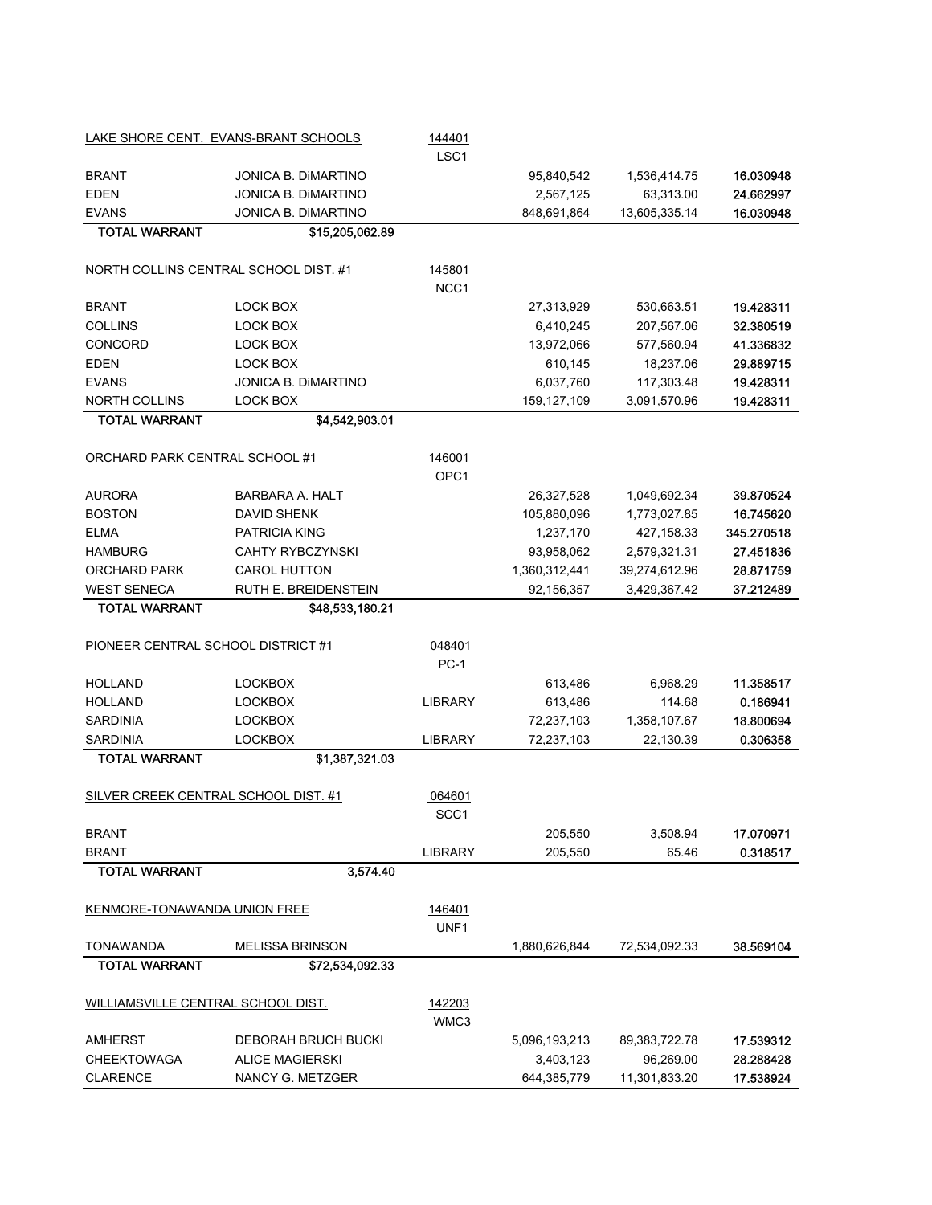| LAKE SHORE CENT. EVANS-BRANT SCHOOLS | | 144401 | | | |
|---|---|---|---|---|---|
| | | LSC1 | | | |
| BRANT | JONICA B. DiMARTINO | | 95,840,542 | 1,536,414.75 | 16.030948 |
| EDEN | JONICA B. DiMARTINO | | 2,567,125 | 63,313.00 | 24.662997 |
| EVANS | JONICA B. DiMARTINO | | 848,691,864 | 13,605,335.14 | 16.030948 |
| TOTAL WARRANT | $15,205,062.89 | | | | |

| NORTH COLLINS CENTRAL SCHOOL DIST. #1 | | 145801 | | | |
|---|---|---|---|---|---|
| | | NCC1 | | | |
| BRANT | LOCK BOX | | 27,313,929 | 530,663.51 | 19.428311 |
| COLLINS | LOCK BOX | | 6,410,245 | 207,567.06 | 32.380519 |
| CONCORD | LOCK BOX | | 13,972,066 | 577,560.94 | 41.336832 |
| EDEN | LOCK BOX | | 610,145 | 18,237.06 | 29.889715 |
| EVANS | JONICA B. DiMARTINO | | 6,037,760 | 117,303.48 | 19.428311 |
| NORTH COLLINS | LOCK BOX | | 159,127,109 | 3,091,570.96 | 19.428311 |
| TOTAL WARRANT | $4,542,903.01 | | | | |

| ORCHARD PARK CENTRAL SCHOOL #1 | | 146001 | | | |
|---|---|---|---|---|---|
| | | OPC1 | | | |
| AURORA | BARBARA A. HALT | | 26,327,528 | 1,049,692.34 | 39.870524 |
| BOSTON | DAVID SHENK | | 105,880,096 | 1,773,027.85 | 16.745620 |
| ELMA | PATRICIA KING | | 1,237,170 | 427,158.33 | 345.270518 |
| HAMBURG | CAHTY RYBCZYNSKI | | 93,958,062 | 2,579,321.31 | 27.451836 |
| ORCHARD PARK | CAROL HUTTON | | 1,360,312,441 | 39,274,612.96 | 28.871759 |
| WEST SENECA | RUTH E. BREIDENSTEIN | | 92,156,357 | 3,429,367.42 | 37.212489 |
| TOTAL WARRANT | $48,533,180.21 | | | | |

| PIONEER CENTRAL SCHOOL DISTRICT #1 | | 048401 | | | |
|---|---|---|---|---|---|
| | | PC-1 | | | |
| HOLLAND | LOCKBOX | | 613,486 | 6,968.29 | 11.358517 |
| HOLLAND | LOCKBOX | LIBRARY | 613,486 | 114.68 | 0.186941 |
| SARDINIA | LOCKBOX | | 72,237,103 | 1,358,107.67 | 18.800694 |
| SARDINIA | LOCKBOX | LIBRARY | 72,237,103 | 22,130.39 | 0.306358 |
| TOTAL WARRANT | $1,387,321.03 | | | | |

| SILVER CREEK CENTRAL SCHOOL DIST. #1 | | 064601 | | | |
|---|---|---|---|---|---|
| | | SCC1 | | | |
| BRANT | | | 205,550 | 3,508.94 | 17.070971 |
| BRANT | | LIBRARY | 205,550 | 65.46 | 0.318517 |
| TOTAL WARRANT | 3,574.40 | | | | |

| KENMORE-TONAWANDA UNION FREE | | 146401 | | | |
|---|---|---|---|---|---|
| | | UNF1 | | | |
| TONAWANDA | MELISSA BRINSON | | 1,880,626,844 | 72,534,092.33 | 38.569104 |
| TOTAL WARRANT | $72,534,092.33 | | | | |

| WILLIAMSVILLE CENTRAL SCHOOL DIST. | | 142203 | | | |
|---|---|---|---|---|---|
| | | WMC3 | | | |
| AMHERST | DEBORAH BRUCH BUCKI | | 5,096,193,213 | 89,383,722.78 | 17.539312 |
| CHEEKTOWAGA | ALICE MAGIERSKI | | 3,403,123 | 96,269.00 | 28.288428 |
| CLARENCE | NANCY G. METZGER | | 644,385,779 | 11,301,833.20 | 17.538924 |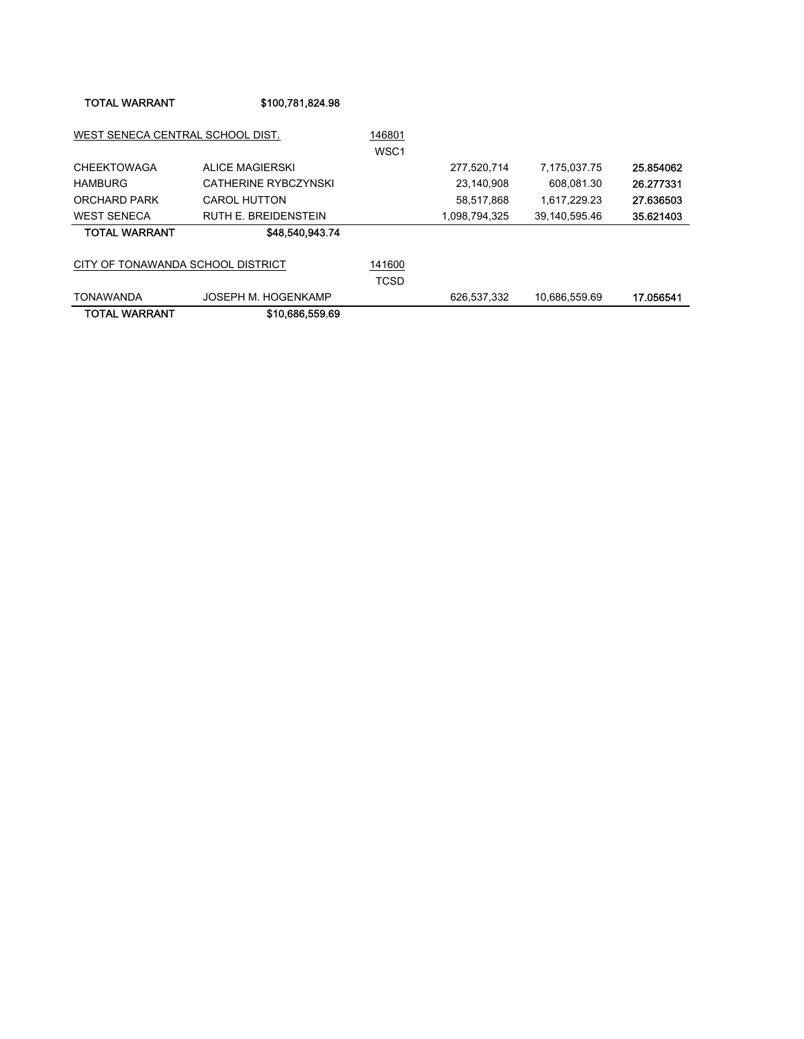| | | | | | |
|---|---|---|---|---|---|
| **TOTAL WARRANT** | **$100,781,824.98** | | | | |
| WEST SENECA CENTRAL SCHOOL DIST. | | 146801 | | | |
| | | WSC1 | | | |
| CHEEKTOWAGA | ALICE MAGIERSKI | | 277,520,714 | 7,175,037.75 | **25.854062** |
| HAMBURG | CATHERINE RYBCZYNSKI | | 23,140,908 | 608,081.30 | **26.277331** |
| ORCHARD PARK | CAROL HUTTON | | 58,517,868 | 1,617,229.23 | **27.636503** |
| WEST SENECA | RUTH E. BREIDENSTEIN | | 1,098,794,325 | 39,140,595.46 | **35.621403** |
| **TOTAL WARRANT** | **$48,540,943.74** | | | | |
| CITY OF TONAWANDA SCHOOL DISTRICT | | 141600 | | | |
| | | TCSD | | | |
| TONAWANDA | JOSEPH M. HOGENKAMP | | 626,537,332 | 10,686,559.69 | **17.056541** |
| **TOTAL WARRANT** | **$10,686,559.69** | | | | |